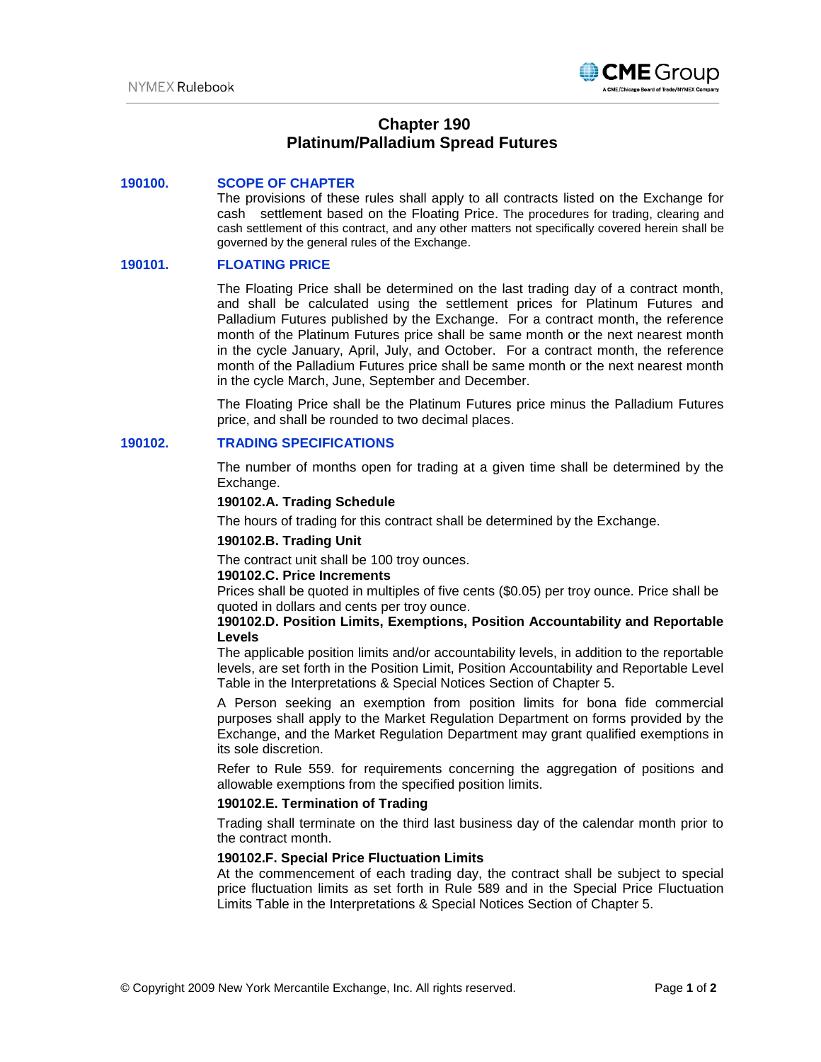# Chapter 190
# Platinum/Palladium Spread Futures

## 190100. SCOPE OF CHAPTER

The provisions of these rules shall apply to all contracts listed on the Exchange for cash settlement based on the Floating Price. The procedures for trading, clearing and cash settlement of this contract, and any other matters not specifically covered herein shall be governed by the general rules of the Exchange.

## 190101. FLOATING PRICE

The Floating Price shall be determined on the last trading day of a contract month, and shall be calculated using the settlement prices for Platinum Futures and Palladium Futures published by the Exchange. For a contract month, the reference month of the Platinum Futures price shall be same month or the next nearest month in the cycle January, April, July, and October. For a contract month, the reference month of the Palladium Futures price shall be same month or the next nearest month in the cycle March, June, September and December.

The Floating Price shall be the Platinum Futures price minus the Palladium Futures price, and shall be rounded to two decimal places.

## 190102. TRADING SPECIFICATIONS

The number of months open for trading at a given time shall be determined by the Exchange.

**190102.A. Trading Schedule**

The hours of trading for this contract shall be determined by the Exchange.

**190102.B. Trading Unit**

The contract unit shall be 100 troy ounces.

**190102.C. Price Increments**

Prices shall be quoted in multiples of five cents ($0.05) per troy ounce. Price shall be quoted in dollars and cents per troy ounce.

**190102.D. Position Limits, Exemptions, Position Accountability and Reportable Levels**

The applicable position limits and/or accountability levels, in addition to the reportable levels, are set forth in the Position Limit, Position Accountability and Reportable Level Table in the Interpretations & Special Notices Section of Chapter 5.

A Person seeking an exemption from position limits for bona fide commercial purposes shall apply to the Market Regulation Department on forms provided by the Exchange, and the Market Regulation Department may grant qualified exemptions in its sole discretion.

Refer to Rule 559. for requirements concerning the aggregation of positions and allowable exemptions from the specified position limits.

**190102.E. Termination of Trading**

Trading shall terminate on the third last business day of the calendar month prior to the contract month.

**190102.F. Special Price Fluctuation Limits**

At the commencement of each trading day, the contract shall be subject to special price fluctuation limits as set forth in Rule 589 and in the Special Price Fluctuation Limits Table in the Interpretations & Special Notices Section of Chapter 5.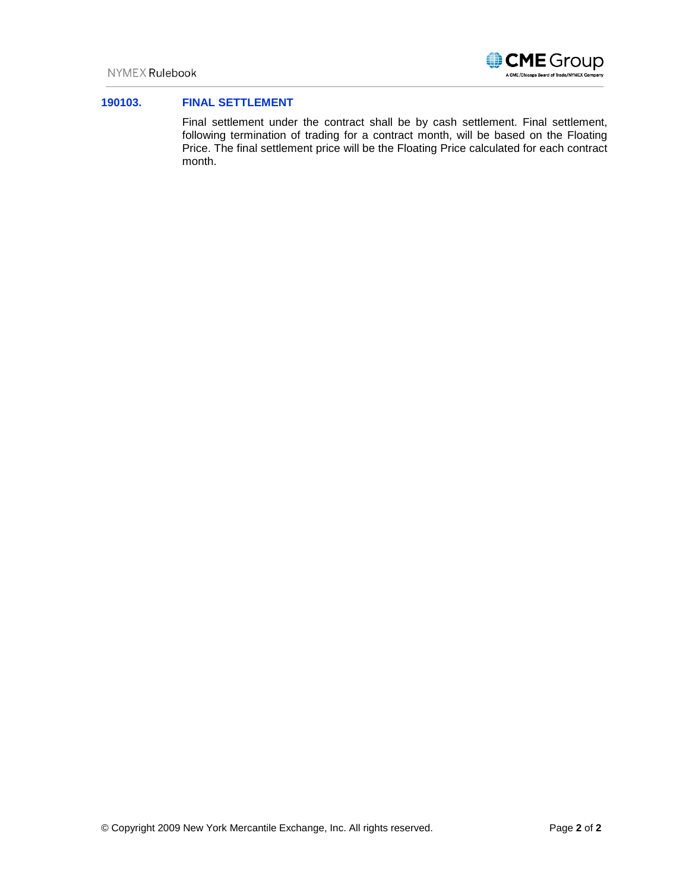### 190103. FINAL SETTLEMENT

Final settlement under the contract shall be by cash settlement. Final settlement, following termination of trading for a contract month, will be based on the Floating Price. The final settlement price will be the Floating Price calculated for each contract month.